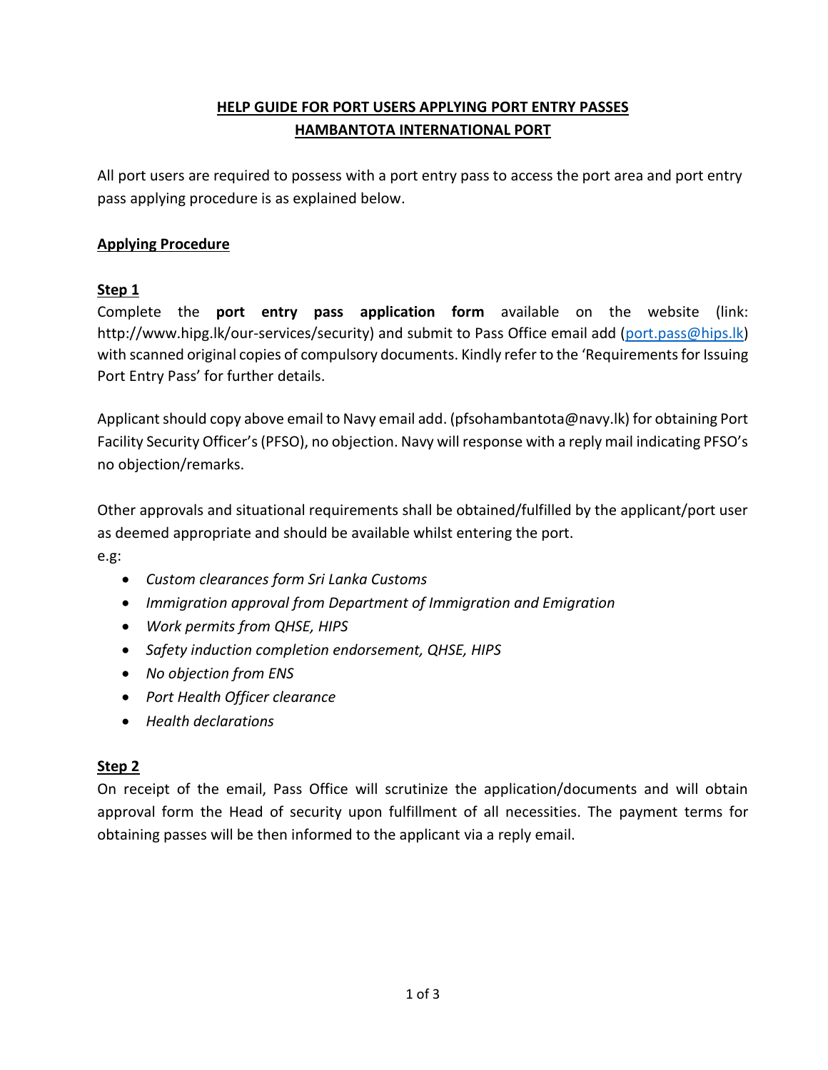# HELP GUIDE FOR PORT USERS APPLYING PORT ENTRY PASSES
# HAMBANTOTA INTERNATIONAL PORT

All port users are required to possess with a port entry pass to access the port area and port entry pass applying procedure is as explained below.

## Applying Procedure

### Step 1

Complete the **port entry pass application form** available on the website (link: http://www.hipg.lk/our-services/security) and submit to Pass Office email add (port.pass@hips.lk) with scanned original copies of compulsory documents. Kindly refer to the 'Requirements for Issuing Port Entry Pass' for further details.

Applicant should copy above email to Navy email add. (pfsohambantota@navy.lk) for obtaining Port Facility Security Officer's (PFSO), no objection. Navy will response with a reply mail indicating PFSO's no objection/remarks.

Other approvals and situational requirements shall be obtained/fulfilled by the applicant/port user as deemed appropriate and should be available whilst entering the port.

e.g:

- *Custom clearances form Sri Lanka Customs*
- *Immigration approval from Department of Immigration and Emigration*
- *Work permits from QHSE, HIPS*
- *Safety induction completion endorsement, QHSE, HIPS*
- *No objection from ENS*
- *Port Health Officer clearance*
- *Health declarations*

### Step 2

On receipt of the email, Pass Office will scrutinize the application/documents and will obtain approval form the Head of security upon fulfillment of all necessities. The payment terms for obtaining passes will be then informed to the applicant via a reply email.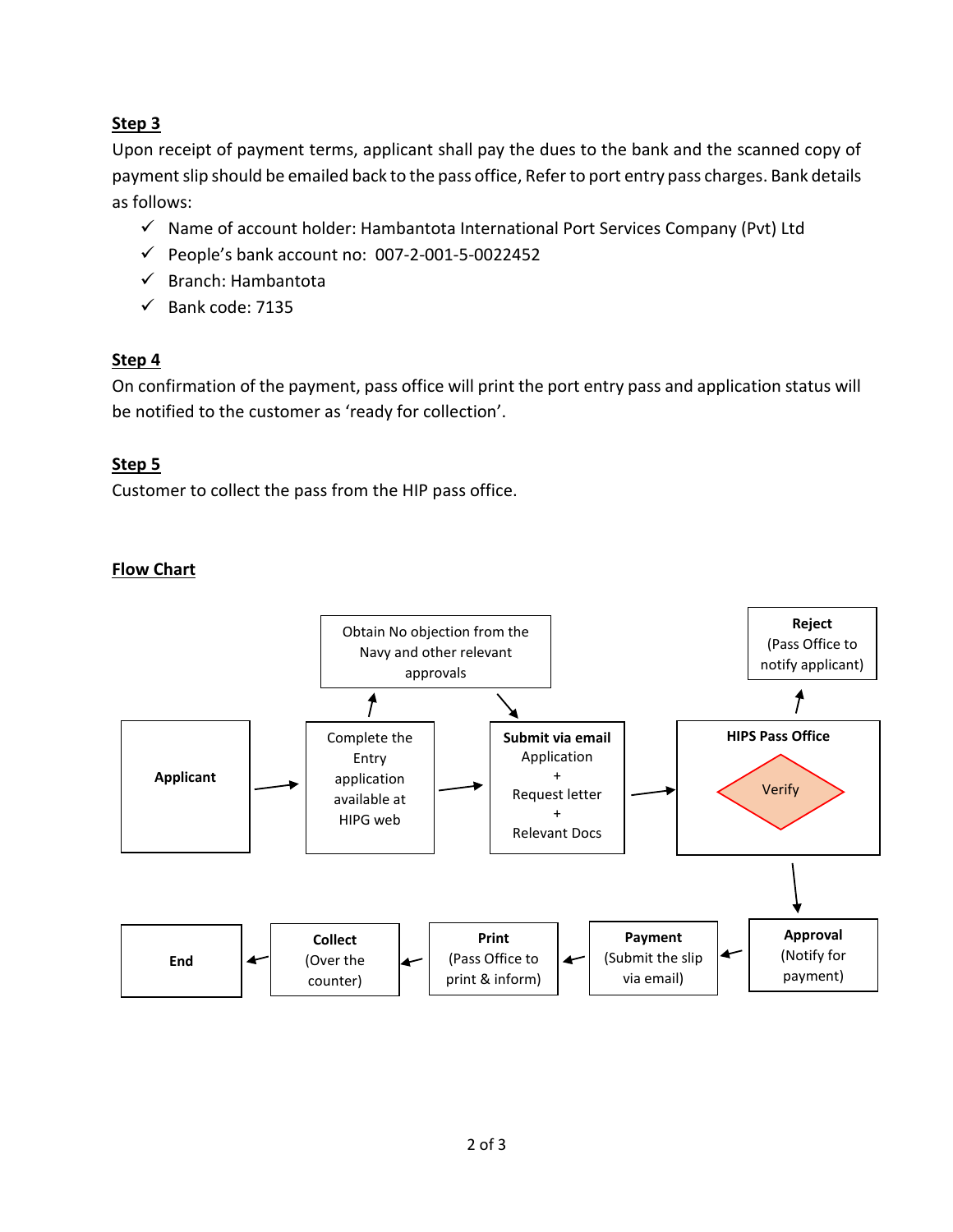## Step 3

Upon receipt of payment terms, applicant shall pay the dues to the bank and the scanned copy of payment slip should be emailed back to the pass office, Refer to port entry pass charges. Bank details as follows:

- ✓ Name of account holder: Hambantota International Port Services Company (Pvt) Ltd
- ✓ People's bank account no: 007-2-001-5-0022452
- ✓ Branch: Hambantota
- ✓ Bank code: 7135

## Step 4

On confirmation of the payment, pass office will print the port entry pass and application status will be notified to the customer as 'ready for collection'.

## Step 5

Customer to collect the pass from the HIP pass office.

## Flow Chart

**Applicant** → Complete the Entry application available at HIPG web → (Obtain No objection from the Navy and other relevant approvals) → **Submit via email** Application + Request letter + Relevant Docs → **HIPS Pass Office** (Verify) → **Reject** (Pass Office to notify applicant)

**HIPS Pass Office** (Verify) → **Approval** (Notify for payment) → **Payment** (Submit the slip via email) → **Print** (Pass Office to print & inform) → **Collect** (Over the counter) → **End**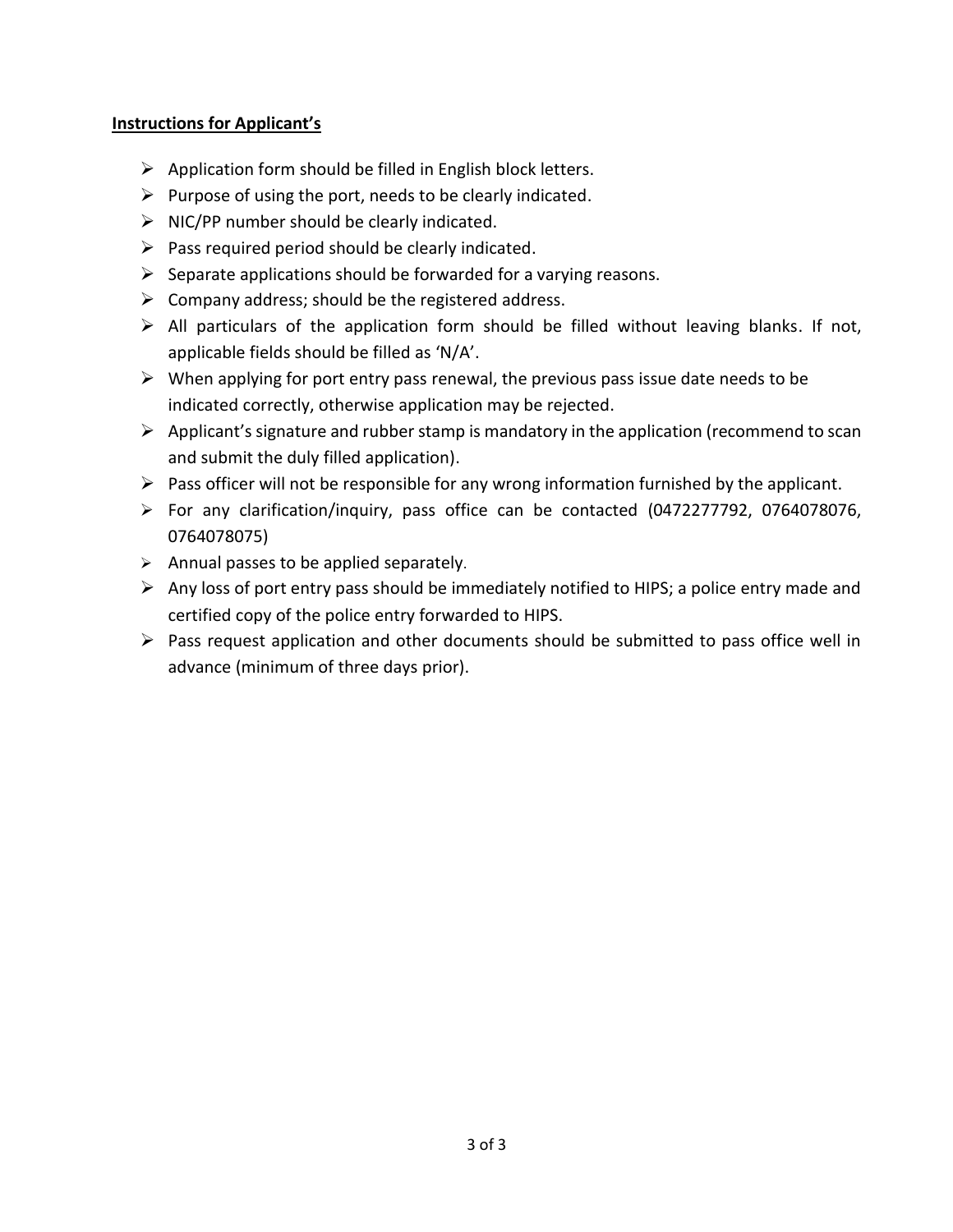**Instructions for Applicant's**

- Application form should be filled in English block letters.
- Purpose of using the port, needs to be clearly indicated.
- NIC/PP number should be clearly indicated.
- Pass required period should be clearly indicated.
- Separate applications should be forwarded for a varying reasons.
- Company address; should be the registered address.
- All particulars of the application form should be filled without leaving blanks. If not, applicable fields should be filled as 'N/A'.
- When applying for port entry pass renewal, the previous pass issue date needs to be indicated correctly, otherwise application may be rejected.
- Applicant's signature and rubber stamp is mandatory in the application (recommend to scan and submit the duly filled application).
- Pass officer will not be responsible for any wrong information furnished by the applicant.
- For any clarification/inquiry, pass office can be contacted (0472277792, 0764078076, 0764078075)
- Annual passes to be applied separately.
- Any loss of port entry pass should be immediately notified to HIPS; a police entry made and certified copy of the police entry forwarded to HIPS.
- Pass request application and other documents should be submitted to pass office well in advance (minimum of three days prior).